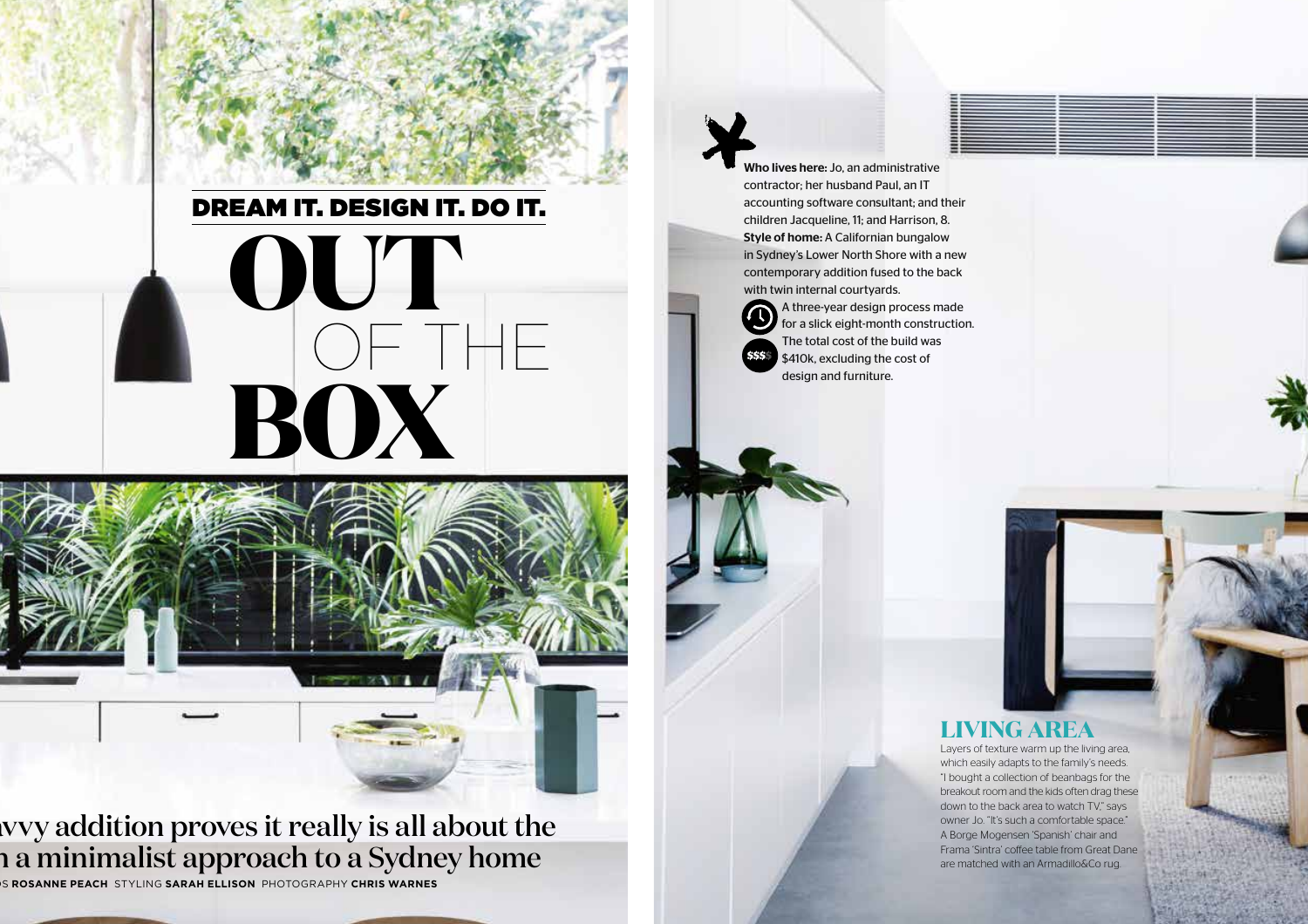DREAM IT. DESIGN IT. DO IT.

# OUT OF THE BOX

vvy addition proves it really is all about the
n a minimalist approach to a Sydney home

S **ROSANNE PEACH** STYLING **SARAH ELLISON** PHOTOGRAPHY **CHRIS WARNES**

**Who lives here:** Jo, an administrative contractor; her husband Paul, an IT accounting software consultant; and their children Jacqueline, 11; and Harrison, 8.
**Style of home:** A Californian bungalow in Sydney's Lower North Shore with a new contemporary addition fused to the back with twin internal courtyards.

A three-year design process made for a slick eight-month construction.

$$$$ The total cost of the build was $410k, excluding the cost of design and furniture.

## LIVING AREA

Layers of texture warm up the living area, which easily adapts to the family's needs. "I bought a collection of beanbags for the breakout room and the kids often drag these down to the back area to watch TV," says owner Jo. "It's such a comfortable space." A Borge Mogensen 'Spanish' chair and Frama 'Sintra' coffee table from Great Dane are matched with an Armadillo&Co rug.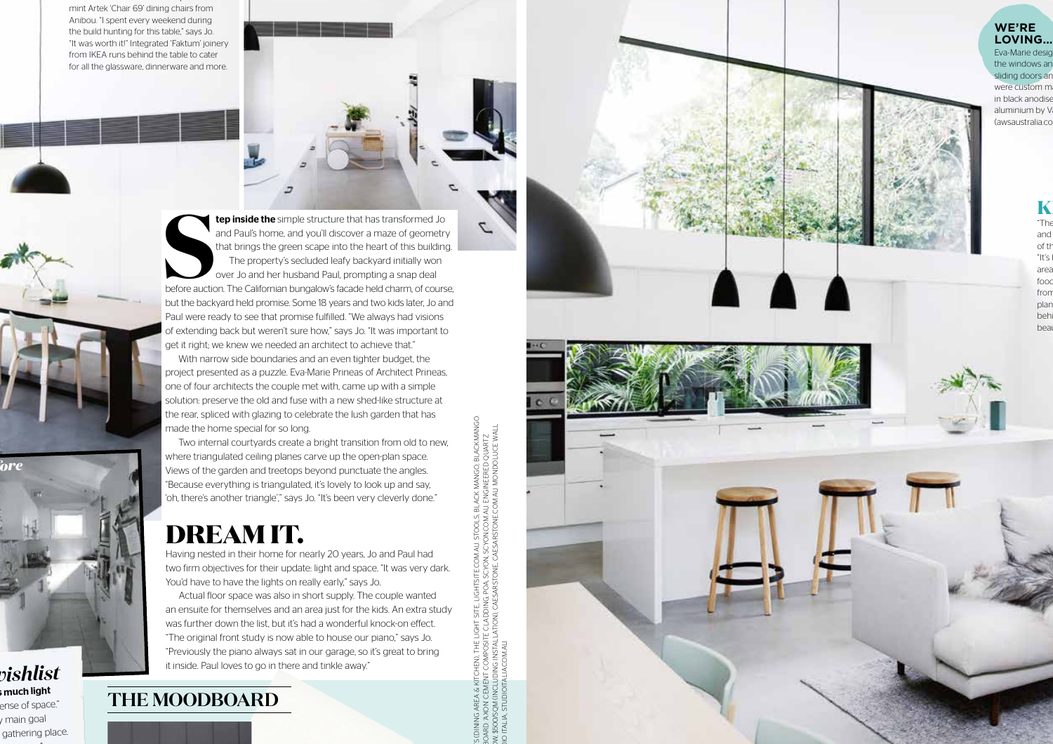mint Artek 'Chair 69' dining chairs from Anibou. "I spent every weekend during the build hunting for this table," says Jo. "It was worth it!" Integrated 'Faktum' joinery from IKEA runs behind the table to cater for all the glassware, dinnerware and more.

**Step inside the** simple structure that has transformed Jo and Paul's home, and you'll discover a maze of geometry that brings the green scape into the heart of this building.

The property's secluded leafy backyard initially won over Jo and her husband Paul, prompting a snap deal before auction. The Californian bungalow's facade held charm, of course, but the backyard held promise. Some 18 years and two kids later, Jo and Paul were ready to see that promise fulfilled. "We always had visions of extending back but weren't sure how," says Jo. "It was important to get it right; we knew we needed an architect to achieve that."

With narrow side boundaries and an even tighter budget, the project presented as a puzzle. Eva-Marie Prineas of Architect Prineas, one of four architects the couple met with, came up with a simple solution: preserve the old and fuse with a new shed-like structure at the rear, spliced with glazing to celebrate the lush garden that has made the home special for so long.

Two internal courtyards create a bright transition from old to new, where triangulated ceiling planes carve up the open-plan space. Views of the garden and treetops beyond punctuate the angles. "Because everything is triangulated, it's lovely to look up and say, 'oh, there's another triangle'," says Jo. "It's been very cleverly done."

## DREAM IT.

Having nested in their home for nearly 20 years, Jo and Paul had two firm objectives for their update: light and space. "It was very dark. You'd have to have the lights on really early," says Jo.

Actual floor space was also in short supply. The couple wanted an ensuite for themselves and an area just for the kids. An extra study was further down the list, but it's had a wonderful knock-on effect. "The original front study is now able to house our piano," says Jo. "Previously the piano always sat in our garage, so it's great to bring it inside. Paul loves to go in there and tinkle away."

## THE MOODBOARD

*ore*

*vishlist*

**s much light**

ense of space."

y main goal

gathering place.

S (DINING AREA & KITCHEN): THE LIGHT SITE, LIGHTSITE.COM.AU. STOOLS, BLACK MANGO, BLACK MANGO
BOARD 'AXON' CEMENT COMPOSITE CLADDING, POA, SCYON, SCYON.COM.AU. ENGINEERED QUARTZ
W, $500/SQM (INCLUDING INSTALLATION), CAESARSTONE, CAESARSTONE.COM.AU. MONDOLUCE WALL
IO ITALIA, STUDIOITALIA.COM.AU.

**WE'RE LOVING...**

Eva-Marie desig
the windows an
sliding doors an
were custom ma
in black anodise
aluminium by V
(awsaustralia.co

K

"The
and
of th
"It's
area
food
from
plan
behi
beau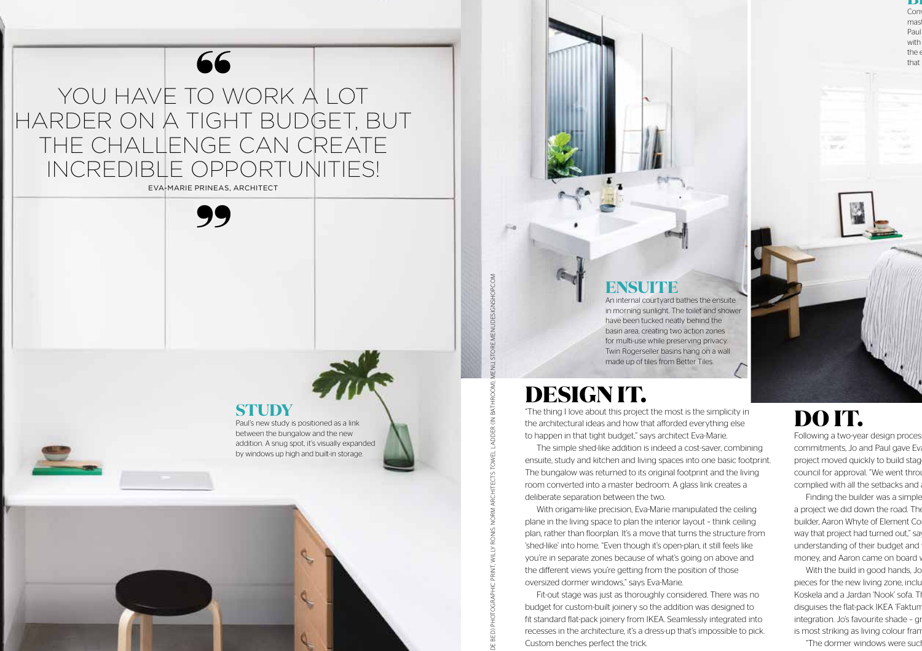> YOU HAVE TO WORK A LOT HARDER ON A TIGHT BUDGET, BUT THE CHALLENGE CAN CREATE INCREDIBLE OPPORTUNITIES!
>
> EVA-MARIE PRINEAS, ARCHITECT

## STUDY

Paul's new study is positioned as a link between the bungalow and the new addition. A snug spot, it's visually expanded by windows up high and built-in storage.

## ENSUITE

An internal courtyard bathes the ensuite in morning sunlight. The toilet and shower have been tucked neatly behind the basin area, creating two action zones for multi-use while preserving privacy. Twin Rogerseller basins hang on a wall made up of tiles from Better Tiles.

DE BED) PHOTOGRAPHIC PRINT, WILLY RONIS. NORM ARCHITECTS TOWEL LADDER (IN BATHROOM), MENU, STOREMENUDESIGNSHOP.COM

# DESIGN IT.

"The thing I love about this project the most is the simplicity in the architectural ideas and how that afforded everything else to happen in that tight budget," says architect Eva-Marie.

The simple shed-like addition is indeed a cost-saver, combining ensuite, study and kitchen and living spaces into one basic footprint. The bungalow was returned to its original footprint and the living room converted into a master bedroom. A glass link creates a deliberate separation between the two.

With origami-like precision, Eva-Marie manipulated the ceiling plane in the living space to plan the interior layout – think ceiling plan, rather than floorplan. It's a move that turns the structure from 'shed-like' into home. "Even though it's open-plan, it still feels like you're in separate zones because of what's going on above and the different views you're getting from the position of those oversized dormer windows," says Eva-Marie.

Fit-out stage was just as thoroughly considered. There was no budget for custom-built joinery so the addition was designed to fit standard flat-pack joinery from IKEA. Seamlessly integrated into recesses in the architecture, it's a dress-up that's impossible to pick. Custom benches perfect the trick.

# DO IT.

Following a two-year design proces commitments, Jo and Paul gave Ev project moved quickly to build stag council for approval. "We went thro complied with all the setbacks and

Finding the builder was a simple a project we did down the road. Th builder, Aaron Whyte of Element Co way that project had turned out," sa understanding of their budget and money, and Aaron came on board

With the build in good hands, Jo pieces for the new living zone, inclu Koskela and a Jardan 'Nook' sofa. T disguises the flat-pack IKEA 'Faktu integration. Jo's favourite shade – g is most striking as living colour fra

"The dormer windows were suc

Conv mas Paul with the e that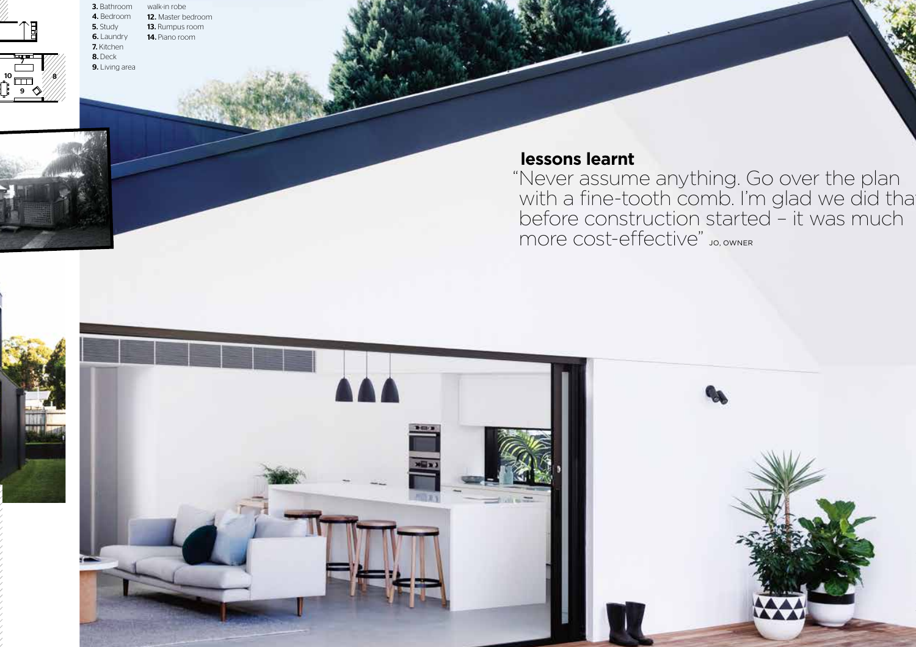3. Bathroom
4. Bedroom
5. Study
6. Laundry
7. Kitchen
8. Deck
9. Living area

walk-in robe
12. Master bedroom
13. Rumpus room
14. Piano room

## lessons learnt

"Never assume anything. Go over the plan with a fine-tooth comb. I'm glad we did that before construction started – it was much more cost-effective" JO, OWNER